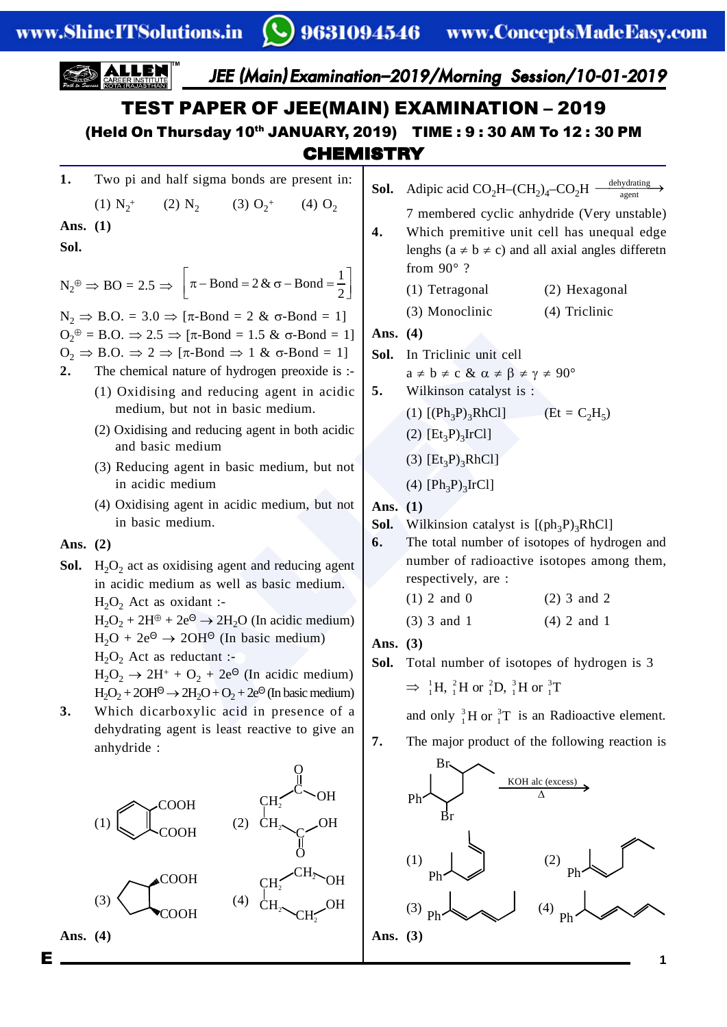# TEST PAPER OF JEE(MAIN) EXAMINATION – 2019

**(Held On Thursday 10th JANUARY, 2019) TIME : 9 : 30 AM To 12 : 30 PM**

## CHEMISTRY

**1.** Two pi and half sigma bonds are present in:

(1) $N_2^+$ (2) $N_2$ (3) $O_2^+$ (4) $O_2$

**Ans. (1)**

**Sol.**

$N_2^{\oplus} \Rightarrow BO = 2.5 \Rightarrow \left[\pi - \text{Bond} = 2 \;\&\; \sigma - \text{Bond} = \frac{1}{2}\right]$

$N_2 \Rightarrow$ B.O. = 3.0 $\Rightarrow$ [$\pi$-Bond = 2 & $\sigma$-Bond = 1]

$O_2^{\oplus}$ = B.O. $\Rightarrow$ 2.5 $\Rightarrow$ [$\pi$-Bond = 1.5 & $\sigma$-Bond = 1]

$O_2 \Rightarrow$ B.O. $\Rightarrow$ 2 $\Rightarrow$ [$\pi$-Bond $\Rightarrow$ 1 & $\sigma$-Bond = 1]

**2.** The chemical nature of hydrogen preoxide is :-

(1) Oxidising and reducing agent in acidic medium, but not in basic medium.

(2) Oxidising and reducing agent in both acidic and basic medium

(3) Reducing agent in basic medium, but not in acidic medium

(4) Oxidising agent in acidic medium, but not in basic medium.

**Ans. (2)**

**Sol.** $H_2O_2$ act as oxidising agent and reducing agent in acidic medium as well as basic medium.

$H_2O_2$ Act as oxidant :-

$H_2O_2 + 2H^{\oplus} + 2e^{\ominus} \rightarrow 2H_2O$ (In acidic medium)

$H_2O + 2e^{\ominus} \rightarrow 2OH^{\ominus}$ (In basic medium)

$H_2O_2$ Act as reductant :-

$H_2O_2 \rightarrow 2H^+ + O_2 + 2e^{\ominus}$ (In acidic medium)

$H_2O_2 + 2OH^{\ominus} \rightarrow 2H_2O + O_2 + 2e^{\ominus}$ (In basic medium)

**3.** Which dicarboxylic acid in presence of a dehydrating agent is least reactive to give an anhydride :

(1) Benzene ring with two adjacent COOH groups (phthalic acid)

(2) $CH_2(COOH)$–$CH_2(COOH)$ (succinic acid)

(3) Cyclopentane ring with two adjacent COOH groups

(4) $CH_2$–$CH_2$–OH / $CH_2$–$CH_2$–OH chain (adipic acid)

**Ans. (4)**

**Sol.** Adipic acid $CO_2H–(CH_2)_4–CO_2H \xrightarrow[\text{agent}]{\text{dehydrating}}$ 7 membered cyclic anhydride (Very unstable)

**4.** Which premitive unit cell has unequal edge lenghs ($a \neq b \neq c$) and all axial angles differetn from 90° ?

(1) Tetragonal (2) Hexagonal

(3) Monoclinic (4) Triclinic

**Ans. (4)**

**Sol.** In Triclinic unit cell

$a \neq b \neq c$ & $\alpha \neq \beta \neq \gamma \neq 90°$

**5.** Wilkinson catalyst is :

(1) $[(Ph_3P)_3RhCl]$ ($Et = C_2H_5$)

(2) $[Et_3P)_3IrCl]$

(3) $[Et_3P)_3RhCl]$

(4) $[Ph_3P)_3IrCl]$

**Ans. (1)**

**Sol.** Wilkinsion catalyst is $[(ph_3P)_3RhCl]$

**6.** The total number of isotopes of hydrogen and number of radioactive isotopes among them, respectively, are :

(1) 2 and 0 (2) 3 and 2

(3) 3 and 1 (4) 2 and 1

**Ans. (3)**

**Sol.** Total number of isotopes of hydrogen is 3

$\Rightarrow$ ${}^1_1H$, ${}^2_1H$ or ${}^2_1D$, ${}^3_1H$ or ${}^3_1T$

and only ${}^3_1H$ or ${}^3_1T$ is an Radioactive element.

**7.** The major product of the following reaction is

Ph–CH(Br)... dibromide substrate $\xrightarrow[\Delta]{\text{KOH alc (excess)}}$

(1) (2) (3) (4) [structures of Ph-substituted dienes]

**Ans. (3)**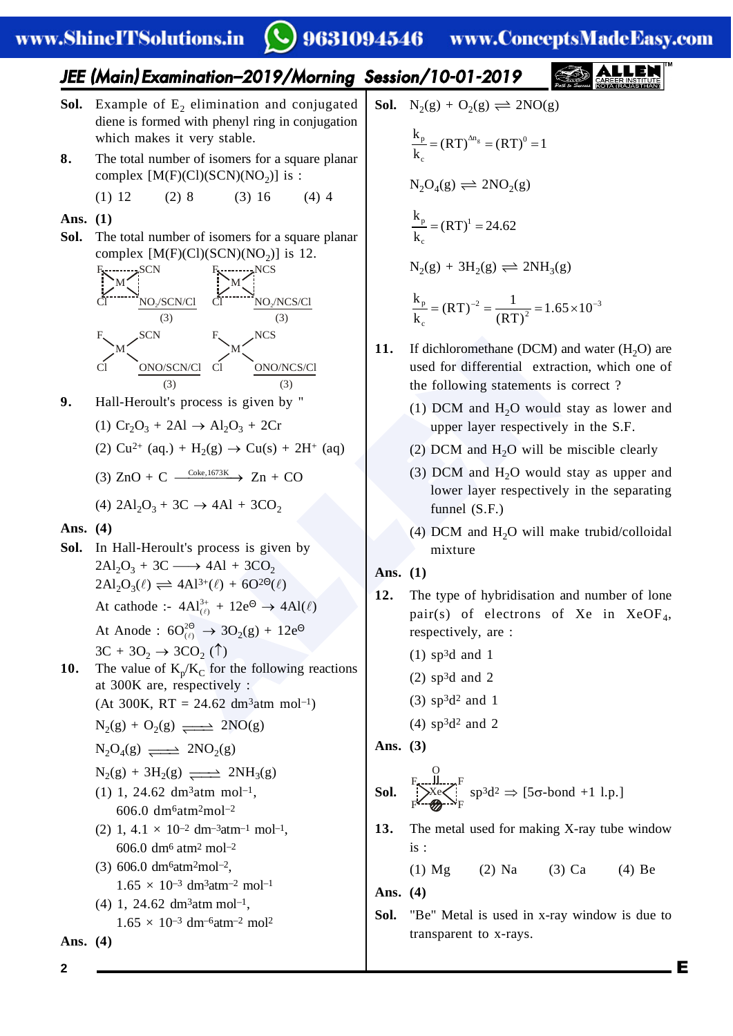**Sol.** Example of $E_2$ elimination and conjugated diene is formed with phenyl ring in conjugation which makes it very stable.

**8.** The total number of isomers for a square planar complex $[M(F)(Cl)(SCN)(NO_2)]$ is :

(1) 12 (2) 8 (3) 16 (4) 4

**Ans. (1)**

**Sol.** The total number of isomers for a square planar complex $[M(F)(Cl)(SCN)(NO_2)]$ is 12.

F, Cl, M with SCN and $NO_2$/SCN/Cl (3) ; F, Cl, M with NCS and $NO_2$/NCS/Cl (3)

F, Cl, M with SCN and ONO/SCN/Cl (3) ; F, Cl, M with NCS and ONO/NCS/Cl (3)

**9.** Hall-Heroult's process is given by "

(1) $Cr_2O_3 + 2Al \rightarrow Al_2O_3 + 2Cr$

(2) $Cu^{2+}(aq.) + H_2(g) \rightarrow Cu(s) + 2H^+(aq)$

(3) $ZnO + C \xrightarrow{\text{Coke, 1673K}} Zn + CO$

(4) $2Al_2O_3 + 3C \rightarrow 4Al + 3CO_2$

**Ans. (4)**

**Sol.** In Hall-Heroult's process is given by

$2Al_2O_3 + 3C \longrightarrow 4Al + 3CO_2$

$2Al_2O_3(\ell) \rightleftharpoons 4Al^{3+}(\ell) + 6O^{2\ominus}(\ell)$

At cathode :- $4Al^{3+}_{(\ell)} + 12e^{\ominus} \rightarrow 4Al(\ell)$

At Anode : $6O^{2\ominus}_{(\ell)} \rightarrow 3O_2(g) + 12e^{\ominus}$

$3C + 3O_2 \rightarrow 3CO_2 (\uparrow)$

**10.** The value of $K_p/K_C$ for the following reactions at 300K are, respectively :

(At 300K, RT = 24.62 $dm^3atm\ mol^{-1}$)

$N_2(g) + O_2(g) \rightleftharpoons 2NO(g)$

$N_2O_4(g) \rightleftharpoons 2NO_2(g)$

$N_2(g) + 3H_2(g) \rightleftharpoons 2NH_3(g)$

(1) 1, 24.62 $dm^3atm\ mol^{-1}$, 606.0 $dm^6atm^2mol^{-2}$

(2) 1, $4.1 \times 10^{-2}$ $dm^{-3}atm^{-1}\ mol^{-1}$, 606.0 $dm^6\ atm^2\ mol^{-2}$

(3) 606.0 $dm^6atm^2mol^{-2}$, $1.65 \times 10^{-3}$ $dm^3atm^{-2}\ mol^{-1}$

(4) 1, 24.62 $dm^3atm\ mol^{-1}$, $1.65 \times 10^{-3}$ $dm^{-6}atm^{-2}\ mol^2$

**Ans. (4)**

**Sol.** $N_2(g) + O_2(g) \rightleftharpoons 2NO(g)$

$$\frac{k_p}{k_c} = (RT)^{\Delta n_g} = (RT)^0 = 1$$

$N_2O_4(g) \rightleftharpoons 2NO_2(g)$

$$\frac{k_p}{k_c} = (RT)^1 = 24.62$$

$N_2(g) + 3H_2(g) \rightleftharpoons 2NH_3(g)$

$$\frac{k_p}{k_c} = (RT)^{-2} = \frac{1}{(RT)^2} = 1.65 \times 10^{-3}$$

**11.** If dichloromethane (DCM) and water ($H_2O$) are used for differential extraction, which one of the following statements is correct ?

(1) DCM and $H_2O$ would stay as lower and upper layer respectively in the S.F.

(2) DCM and $H_2O$ will be miscible clearly

(3) DCM and $H_2O$ would stay as upper and lower layer respectively in the separating funnel (S.F.)

(4) DCM and $H_2O$ will make trubid/colloidal mixture

**Ans. (1)**

**12.** The type of hybridisation and number of lone pair(s) of electrons of Xe in $XeOF_4$, respectively, are :

(1) $sp^3d$ and 1

(2) $sp^3d$ and 2

(3) $sp^3d^2$ and 1

(4) $sp^3d^2$ and 2

**Ans. (3)**

**Sol.** $sp^3d^2 \Rightarrow$ [5σ-bond +1 l.p.]

**13.** The metal used for making X-ray tube window is :

(1) Mg (2) Na (3) Ca (4) Be

**Ans. (4)**

**Sol.** "Be" Metal is used in x-ray window is due to transparent to x-rays.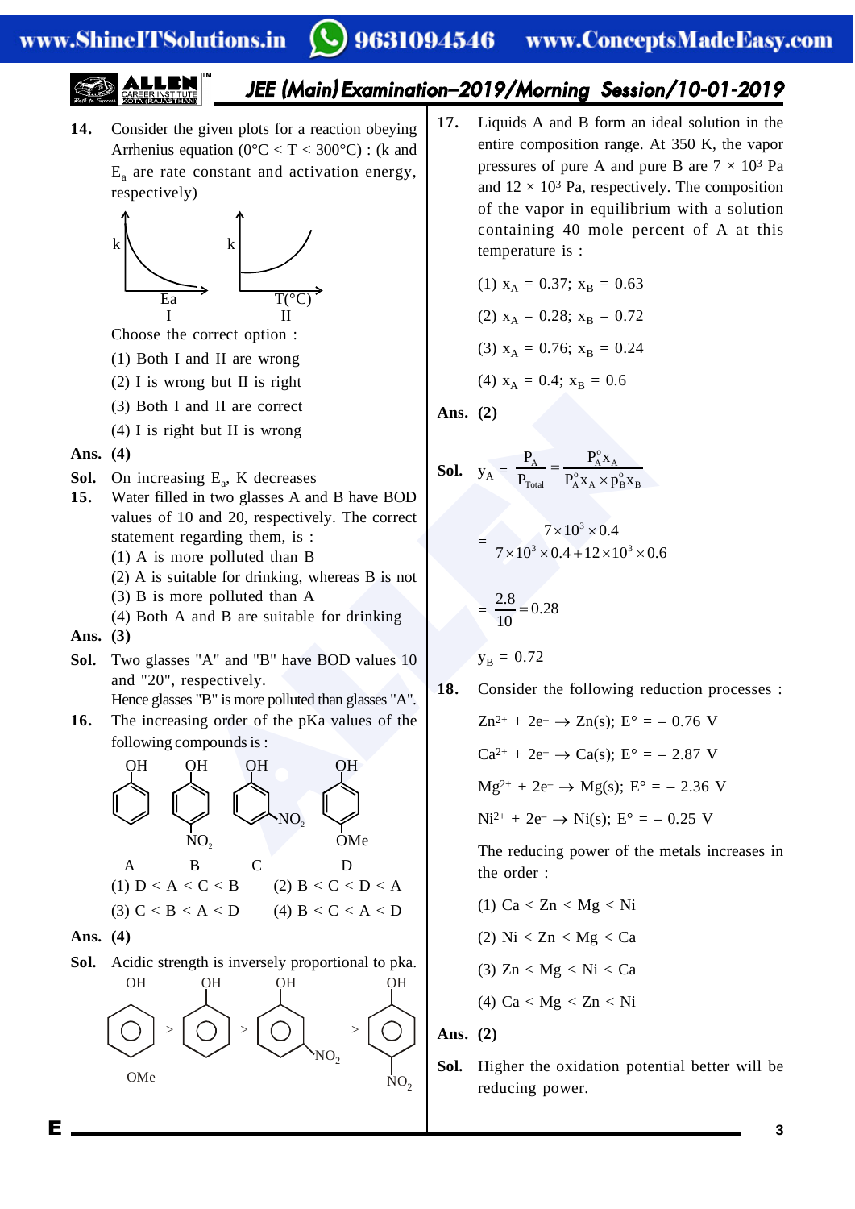**14.** Consider the given plots for a reaction obeying Arrhenius equation ($0°C < T < 300°C$) : ($k$ and $E_a$ are rate constant and activation energy, respectively)

Choose the correct option :

(1) Both I and II are wrong

(2) I is wrong but II is right

(3) Both I and II are correct

(4) I is right but II is wrong

**Ans. (4)**

**Sol.** On increasing $E_a$, K decreases

**15.** Water filled in two glasses A and B have BOD values of 10 and 20, respectively. The correct statement regarding them, is :

(1) A is more polluted than B

(2) A is suitable for drinking, whereas B is not

(3) B is more polluted than A

(4) Both A and B are suitable for drinking

**Ans. (3)**

**Sol.** Two glasses "A" and "B" have BOD values 10 and "20", respectively.

Hence glasses "B" is more polluted than glasses "A".

**16.** The increasing order of the pKa values of the following compounds is :

A (phenol), B (p-nitrophenol), C (o-nitrophenol), D (p-methoxyphenol)

(1) D < A < C < B

(2) B < C < D < A

(3) C < B < A < D

(4) B < C < A < D

**Ans. (4)**

**Sol.** Acidic strength is inversely proportional to pka.

(p-methoxyphenol) > (phenol) > (o-nitrophenol) > (p-nitrophenol)

**17.** Liquids A and B form an ideal solution in the entire composition range. At 350 K, the vapor pressures of pure A and pure B are $7 \times 10^3$ Pa and $12 \times 10^3$ Pa, respectively. The composition of the vapor in equilibrium with a solution containing 40 mole percent of A at this temperature is :

(1) $x_A = 0.37$; $x_B = 0.63$

(2) $x_A = 0.28$; $x_B = 0.72$

(3) $x_A = 0.76$; $x_B = 0.24$

(4) $x_A = 0.4$; $x_B = 0.6$

**Ans. (2)**

**Sol.** $y_A = \dfrac{P_A}{P_{Total}} = \dfrac{P_A^o x_A}{P_A^o x_A \times P_B^o x_B}$

$$= \frac{7 \times 10^3 \times 0.4}{7 \times 10^3 \times 0.4 + 12 \times 10^3 \times 0.6}$$

$$= \frac{2.8}{10} = 0.28$$

$y_B = 0.72$

**18.** Consider the following reduction processes :

$Zn^{2+} + 2e^- \rightarrow Zn(s)$; $E° = -0.76$ V

$Ca^{2+} + 2e^- \rightarrow Ca(s)$; $E° = -2.87$ V

$Mg^{2+} + 2e^- \rightarrow Mg(s)$; $E° = -2.36$ V

$Ni^{2+} + 2e^- \rightarrow Ni(s)$; $E° = -0.25$ V

The reducing power of the metals increases in the order :

(1) Ca < Zn < Mg < Ni

(2) Ni < Zn < Mg < Ca

(3) Zn < Mg < Ni < Ca

(4) Ca < Mg < Zn < Ni

**Ans. (2)**

**Sol.** Higher the oxidation potential better will be reducing power.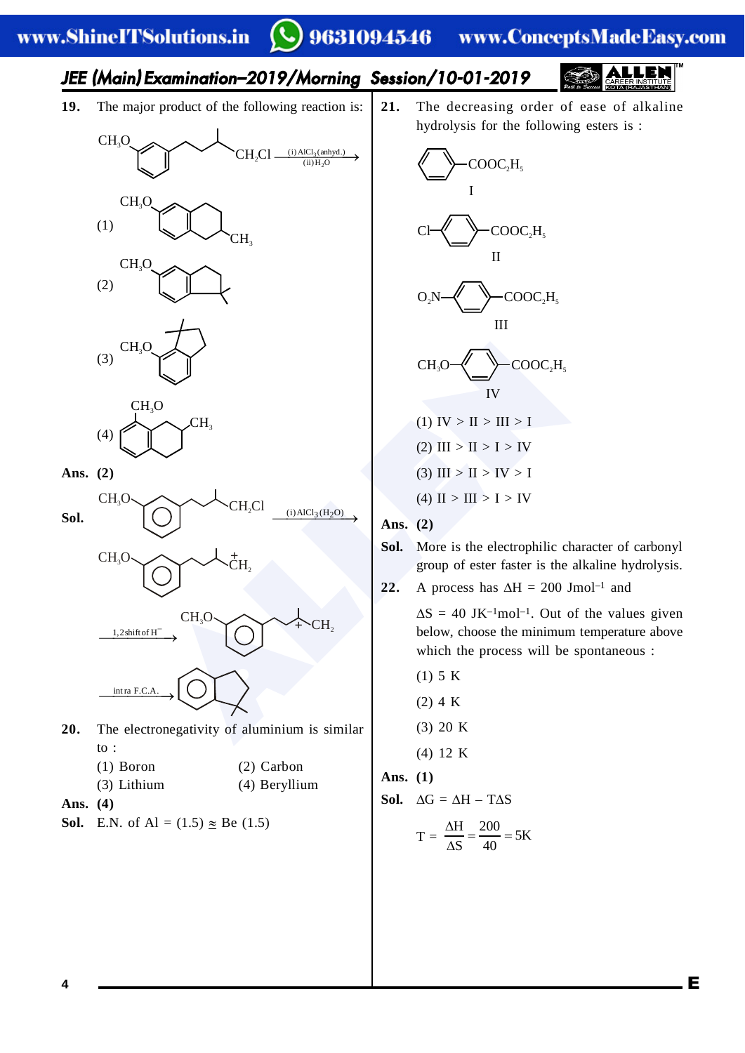**19.** The major product of the following reaction is:

$CH_3O$–C$_6$H$_4$–CH=CH–CH$_2$–CH(CH$_3$)–$CH_2Cl$ $\xrightarrow[\text{(ii) } H_2O]{\text{(i) } AlCl_3 \text{(anhyd.)}}$

(1) $CH_3O$ ... $CH_3$

(2) $CH_3O$ ...

(3) $CH_3O$ ...

(4) $CH_3O$ ... $CH_3$

**Ans. (2)**

**Sol.** $CH_3O$ ... $CH_2Cl$ $\xrightarrow{\text{(i) } AlCl_3 (H_2O)}$ $CH_3O$ ... $\overset{+}{C}H_2$ $\xrightarrow{\text{1,2 shift of } H^-}$ $CH_3O$ ... $\overset{+}{C}$–$CH_2$ $\xrightarrow{\text{intra F.C.A.}}$ product

**20.** The electronegativity of aluminium is similar to :

(1) Boron (2) Carbon

(3) Lithium (4) Beryllium

**Ans. (4)**

**Sol.** E.N. of Al = (1.5) $\approx$ Be (1.5)

**21.** The decreasing order of ease of alkaline hydrolysis for the following esters is :

I: $C_6H_5$–$COOC_2H_5$

II: Cl–$C_6H_4$–$COOC_2H_5$

III: $O_2N$–$C_6H_4$–$COOC_2H_5$

IV: $CH_3O$–$C_6H_4$–$COOC_2H_5$

(1) IV > II > III > I

(2) III > II > I > IV

(3) III > II > IV > I

(4) II > III > I > IV

**Ans. (2)**

**Sol.** More is the electrophilic character of carbonyl group of ester faster is the alkaline hydrolysis.

**22.** A process has $\Delta H$ = 200 $Jmol^{-1}$ and $\Delta S$ = 40 $JK^{-1}mol^{-1}$. Out of the values given below, choose the minimum temperature above which the process will be spontaneous :

(1) 5 K

(2) 4 K

(3) 20 K

(4) 12 K

**Ans. (1)**

**Sol.** $\Delta G = \Delta H - T\Delta S$

$$T = \frac{\Delta H}{\Delta S} = \frac{200}{40} = 5K$$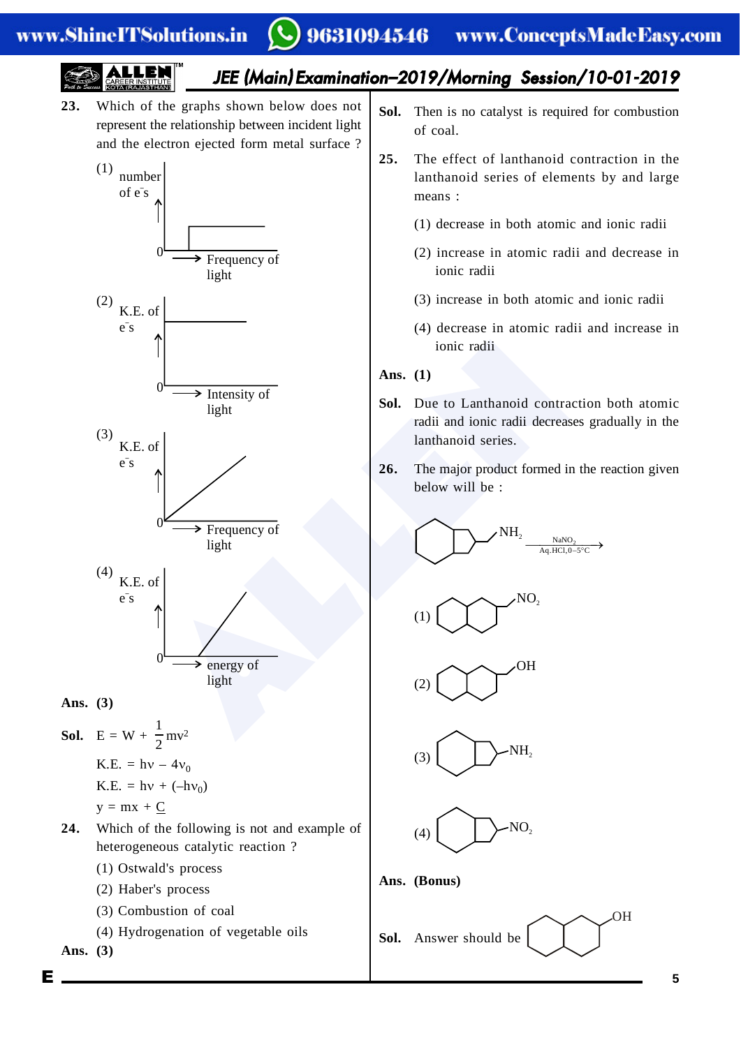**23.** Which of the graphs shown below does not represent the relationship between incident light and the electron ejected form metal surface ?

(1) number of $e^-$s vs Frequency of light

(2) K.E. of $e^-$s vs Intensity of light

(3) K.E. of $e^-$s vs Frequency of light

(4) K.E. of $e^-$s vs energy of light

**Ans. (3)**

**Sol.** $E = W + \frac{1}{2}mv^2$

K.E. $= h\nu - 4\nu_0$

K.E. $= h\nu + (-h\nu_0)$

$y = mx + \underline{C}$

**24.** Which of the following is not and example of heterogeneous catalytic reaction ?

(1) Ostwald's process

(2) Haber's process

(3) Combustion of coal

(4) Hydrogenation of vegetable oils

**Ans. (3)**

**Sol.** Then is no catalyst is required for combustion of coal.

**25.** The effect of lanthanoid contraction in the lanthanoid series of elements by and large means :

(1) decrease in both atomic and ionic radii

(2) increase in atomic radii and decrease in ionic radii

(3) increase in both atomic and ionic radii

(4) decrease in atomic radii and increase in ionic radii

**Ans. (1)**

**Sol.** Due to Lanthanoid contraction both atomic radii and ionic radii decreases gradually in the lanthanoid series.

**26.** The major product formed in the reaction given below will be :

(Bicyclic compound with $NH_2$ group) $\xrightarrow[\text{Aq.HCl}, 0-5°C]{NaNO_2}$

(1) (decalin-type bicyclic with $NO_2$)

(2) (decalin-type bicyclic with OH)

(3) (hydrindane-type bicyclic with $NH_2$)

(4) (hydrindane-type bicyclic with $NO_2$)

**Ans. (Bonus)**

**Sol.** Answer should be (decalin-type bicyclic with OH)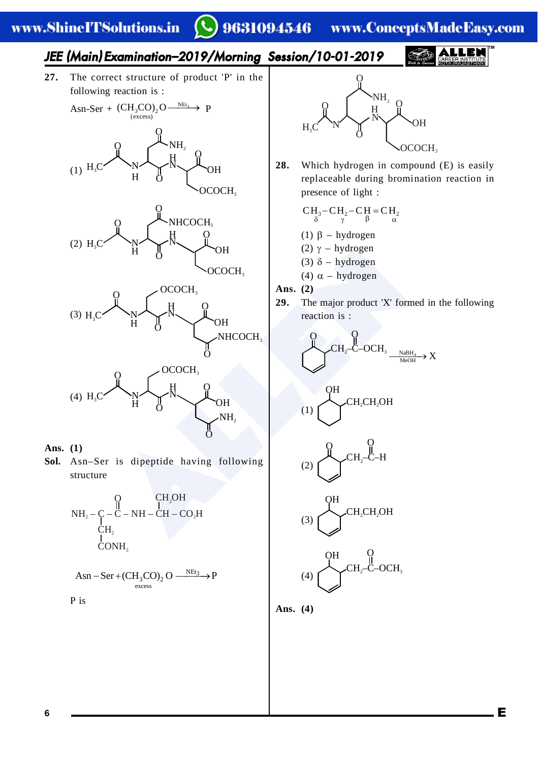**27.** The correct structure of product 'P' in the following reaction is :

$$\text{Asn-Ser} + \underset{\text{(excess)}}{(CH_3CO)_2O} \xrightarrow{NEt_3} P$$

(1) $H_3C-CO-NH-CH(CH_2CONH_2)-CO-NH-CH(CH_2OCOCH_3)-COOH$

(2) $H_3C-CO-NH-CH(CH_2CONHCOCH_3)-CO-NH-CH(CH_2OCOCH_3)-COOH$

(3) $H_3C-CO-NH-CH(CH_2OCOCH_3)-CO-NH-CH(CH_2CONHCOCH_3)-COOH$

(4) $H_3C-CO-NH-CH(CH_2OCOCH_3)-CO-NH-CH(CH_2CONH_2)-COOH$

**Ans. (1)**

**Sol.** Asn–Ser is dipeptide having following structure

$$NH_2-\underset{\underset{CONH_2}{|}}{\underset{CH_2}{|}}{CH}-\overset{O}{\overset{||}{C}}-NH-\overset{CH_2OH}{\overset{|}{CH}}-CO_2H$$

$$\text{Asn}-\text{Ser}+\underset{\text{excess}}{(CH_3CO)_2O} \xrightarrow{NEt_3} P$$

P is

$H_3C-CO-NH-CH(CH_2CONH_2)-CO-NH-CH(CH_2OCOCH_3)-COOH$

**28.** Which hydrogen in compound (E) is easily replaceable during bromination reaction in presence of light :

$$\underset{\delta}{CH_3}-\underset{\gamma}{CH_2}-\underset{\beta}{CH}=\underset{\alpha}{CH_2}$$

(1) β – hydrogen
(2) γ – hydrogen
(3) δ – hydrogen
(4) α – hydrogen

**Ans. (2)**

**29.** The major product 'X' formed in the following reaction is :

(2-oxocyclohex-3-enyl)$-CH_2-\overset{O}{\overset{||}{C}}-OCH_3 \xrightarrow[MeOH]{NaBH_4} X$

(1) (2-hydroxycyclohexyl)$-CH_2CH_2OH$

(2) (2-oxocyclohex-3-enyl)$-CH_2-\overset{O}{\overset{||}{C}}-H$

(3) (2-hydroxycyclohex-3-enyl)$-CH_2CH_2OH$

(4) (2-hydroxycyclohex-3-enyl)$-CH_2-\overset{O}{\overset{||}{C}}-OCH_3$

**Ans. (4)**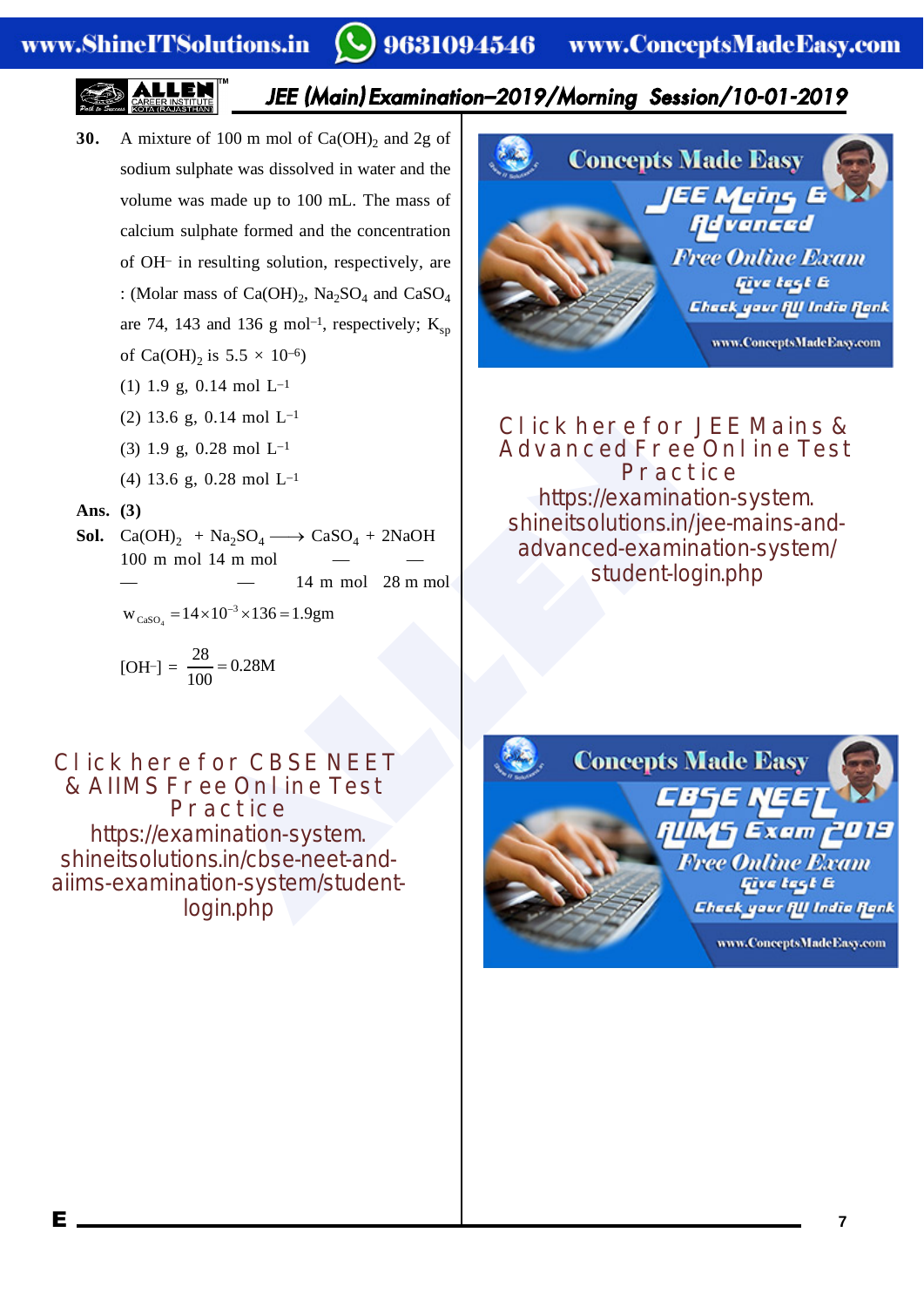**30.** A mixture of 100 m mol of $Ca(OH)_2$ and 2g of sodium sulphate was dissolved in water and the volume was made up to 100 mL. The mass of calcium sulphate formed and the concentration of $OH^-$ in resulting solution, respectively, are : (Molar mass of $Ca(OH)_2$, $Na_2SO_4$ and $CaSO_4$ are 74, 143 and 136 g $mol^{-1}$, respectively; $K_{sp}$ of $Ca(OH)_2$ is $5.5 \times 10^{-6}$)

(1) 1.9 g, 0.14 mol $L^{-1}$

(2) 13.6 g, 0.14 mol $L^{-1}$

(3) 1.9 g, 0.28 mol $L^{-1}$

(4) 13.6 g, 0.28 mol $L^{-1}$

**Ans. (3)**

**Sol.**

| $Ca(OH)_2$ | $+ Na_2SO_4$ | $\longrightarrow CaSO_4$ | $+ 2NaOH$ |
|---|---|---|---|
| 100 m mol | 14 m mol | — | — |
| — | — | 14 m mol | 28 m mol |

$$w_{CaSO_4} = 14 \times 10^{-3} \times 136 = 1.9 gm$$

$$[OH^-] = \frac{28}{100} = 0.28M$$

Click here for JEE Mains & Advanced Free Online Test Practice
https://examination-system.shineitsolutions.in/jee-mains-and-advanced-examination-system/student-login.php

Click here for CBSE NEET & AIIMS Free Online Test Practice
https://examination-system.shineitsolutions.in/cbse-neet-and-aiims-examination-system/student-login.php